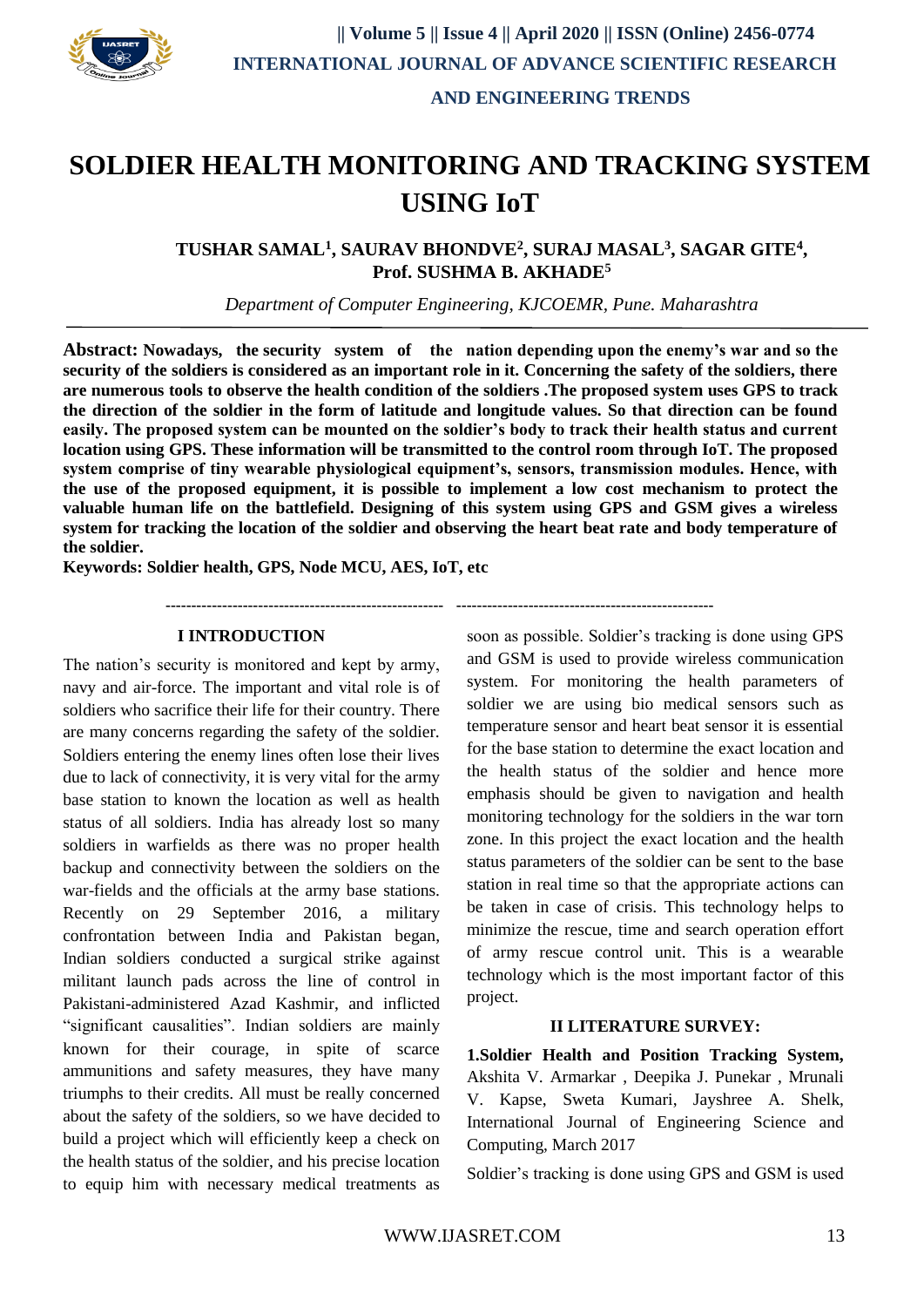# SOLDIER HEALTH MONITORING AND TRACKING SYSTEM USING IoT

**TUSHAR SAMAL[1], SAURAV BHONDVE[2], SURAJ MASAL[3], SAGAR GITE[4], Prof. SUSHMA B. AKHADE[5]**

*Department of Computer Engineering, KJCOEMR, Pune. Maharashtra*

**Abstract: Nowadays, the security system of the nation depending upon the enemy's war and so the security of the soldiers is considered as an important role in it. Concerning the safety of the soldiers, there are numerous tools to observe the health condition of the soldiers .The proposed system uses GPS to track the direction of the soldier in the form of latitude and longitude values. So that direction can be found easily. The proposed system can be mounted on the soldier's body to track their health status and current location using GPS. These information will be transmitted to the control room through IoT. The proposed system comprise of tiny wearable physiological equipment's, sensors, transmission modules. Hence, with the use of the proposed equipment, it is possible to implement a low cost mechanism to protect the valuable human life on the battlefield. Designing of this system using GPS and GSM gives a wireless system for tracking the location of the soldier and observing the heart beat rate and body temperature of the soldier.**

**Keywords: Soldier health, GPS, Node MCU, AES, IoT, etc**

## I INTRODUCTION

The nation's security is monitored and kept by army, navy and air-force. The important and vital role is of soldiers who sacrifice their life for their country. There are many concerns regarding the safety of the soldier. Soldiers entering the enemy lines often lose their lives due to lack of connectivity, it is very vital for the army base station to known the location as well as health status of all soldiers. India has already lost so many soldiers in warfields as there was no proper health backup and connectivity between the soldiers on the war-fields and the officials at the army base stations. Recently on 29 September 2016, a military confrontation between India and Pakistan began, Indian soldiers conducted a surgical strike against militant launch pads across the line of control in Pakistani-administered Azad Kashmir, and inflicted "significant causalities". Indian soldiers are mainly known for their courage, in spite of scarce ammunitions and safety measures, they have many triumphs to their credits. All must be really concerned about the safety of the soldiers, so we have decided to build a project which will efficiently keep a check on the health status of the soldier, and his precise location to equip him with necessary medical treatments as soon as possible. Soldier's tracking is done using GPS and GSM is used to provide wireless communication system. For monitoring the health parameters of soldier we are using bio medical sensors such as temperature sensor and heart beat sensor it is essential for the base station to determine the exact location and the health status of the soldier and hence more emphasis should be given to navigation and health monitoring technology for the soldiers in the war torn zone. In this project the exact location and the health status parameters of the soldier can be sent to the base station in real time so that the appropriate actions can be taken in case of crisis. This technology helps to minimize the rescue, time and search operation effort of army rescue control unit. This is a wearable technology which is the most important factor of this project.

## II LITERATURE SURVEY:

**1.Soldier Health and Position Tracking System,** Akshita V. Armarkar , Deepika J. Punekar , Mrunali V. Kapse, Sweta Kumari, Jayshree A. Shelk, International Journal of Engineering Science and Computing, March 2017

Soldier's tracking is done using GPS and GSM is used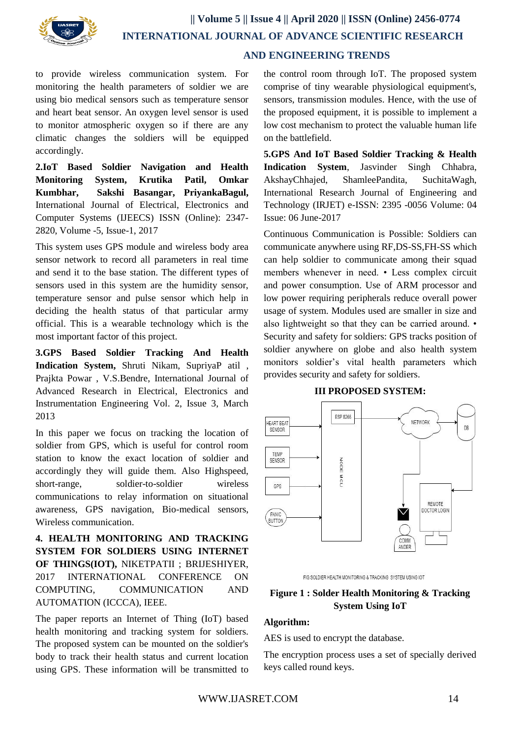to provide wireless communication system. For monitoring the health parameters of soldier we are using bio medical sensors such as temperature sensor and heart beat sensor. An oxygen level sensor is used to monitor atmospheric oxygen so if there are any climatic changes the soldiers will be equipped accordingly.

**2.IoT Based Soldier Navigation and Health Monitoring System, Krutika Patil, Omkar Kumbhar, Sakshi Basangar, PriyankaBagul,** International Journal of Electrical, Electronics and Computer Systems (IJEECS) ISSN (Online): 2347-2820, Volume -5, Issue-1, 2017

This system uses GPS module and wireless body area sensor network to record all parameters in real time and send it to the base station. The different types of sensors used in this system are the humidity sensor, temperature sensor and pulse sensor which help in deciding the health status of that particular army official. This is a wearable technology which is the most important factor of this project.

**3.GPS Based Soldier Tracking And Health Indication System,** Shruti Nikam, SupriyaP atil , Prajkta Powar , V.S.Bendre, International Journal of Advanced Research in Electrical, Electronics and Instrumentation Engineering Vol. 2, Issue 3, March 2013

In this paper we focus on tracking the location of soldier from GPS, which is useful for control room station to know the exact location of soldier and accordingly they will guide them. Also Highspeed, short-range, soldier-to-soldier wireless communications to relay information on situational awareness, GPS navigation, Bio-medical sensors, Wireless communication.

**4. HEALTH MONITORING AND TRACKING SYSTEM FOR SOLDIERS USING INTERNET OF THINGS(IOT),** NIKETPATII ; BRIJESHIYER, 2017 INTERNATIONAL CONFERENCE ON COMPUTING, COMMUNICATION AND AUTOMATION (ICCCA), IEEE.

The paper reports an Internet of Thing (IoT) based health monitoring and tracking system for soldiers. The proposed system can be mounted on the soldier's body to track their health status and current location using GPS. These information will be transmitted to the control room through IoT. The proposed system comprise of tiny wearable physiological equipment's, sensors, transmission modules. Hence, with the use of the proposed equipment, it is possible to implement a low cost mechanism to protect the valuable human life on the battlefield.

**5.GPS And IoT Based Soldier Tracking & Health Indication System**, Jasvinder Singh Chhabra, AkshayChhajed, ShamleePandita, SuchitaWagh, International Research Journal of Engineering and Technology (IRJET) e-ISSN: 2395 -0056 Volume: 04 Issue: 06 June-2017

Continuous Communication is Possible: Soldiers can communicate anywhere using RF,DS-SS,FH-SS which can help soldier to communicate among their squad members whenever in need. • Less complex circuit and power consumption. Use of ARM processor and low power requiring peripherals reduce overall power usage of system. Modules used are smaller in size and also lightweight so that they can be carried around. • Security and safety for soldiers: GPS tracks position of soldier anywhere on globe and also health system monitors soldier's vital health parameters which provides security and safety for soldiers.

## III PROPOSED SYSTEM:

HEART BEAT SENSOR, TEMP SENSOR, GPS, PANIC BUTTON, ESP 8266, NODE MCU, NETWORK, DB, REMOTE DOCTOR LOGIN, COMMANDER

FIG:SOLDIER HEALTH MONITORING & TRACKING SYSTEM USING IOT

**Figure 1 : Solder Health Monitoring & Tracking System Using IoT**

**Algorithm:**

AES is used to encrypt the database.

The encryption process uses a set of specially derived keys called round keys.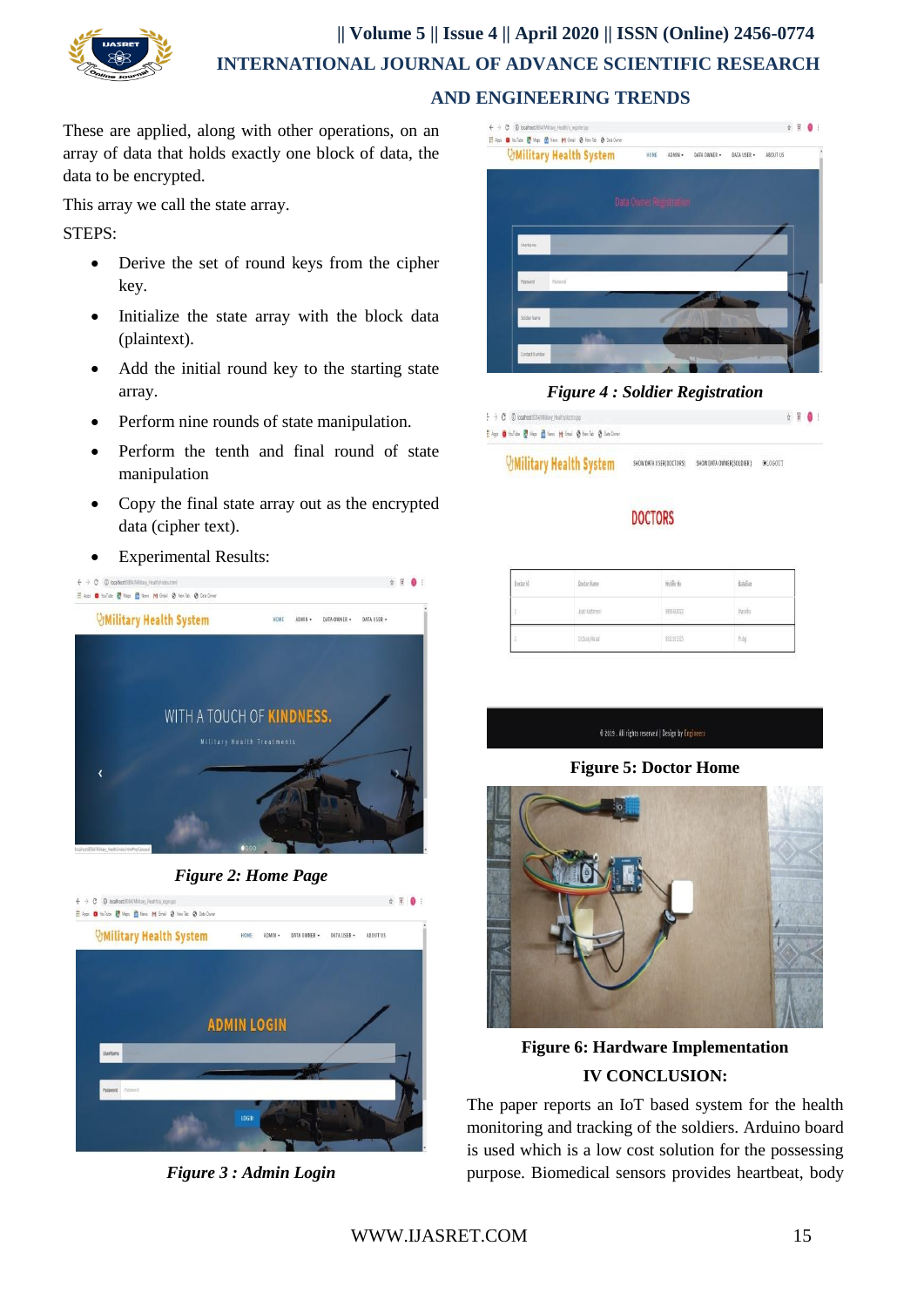These are applied, along with other operations, on an array of data that holds exactly one block of data, the data to be encrypted.

This array we call the state array.

STEPS:

- Derive the set of round keys from the cipher key.
- Initialize the state array with the block data (plaintext).
- Add the initial round key to the starting state array.
- Perform nine rounds of state manipulation.
- Perform the tenth and final round of state manipulation
- Copy the final state array out as the encrypted data (cipher text).
- Experimental Results:

*Figure 2: Home Page*

*Figure 3 : Admin Login*

*Figure 4 : Soldier Registration*

**Figure 5: Doctor Home**

**Figure 6: Hardware Implementation**

## IV CONCLUSION:

The paper reports an IoT based system for the health monitoring and tracking of the soldiers. Arduino board is used which is a low cost solution for the possessing purpose. Biomedical sensors provides heartbeat, body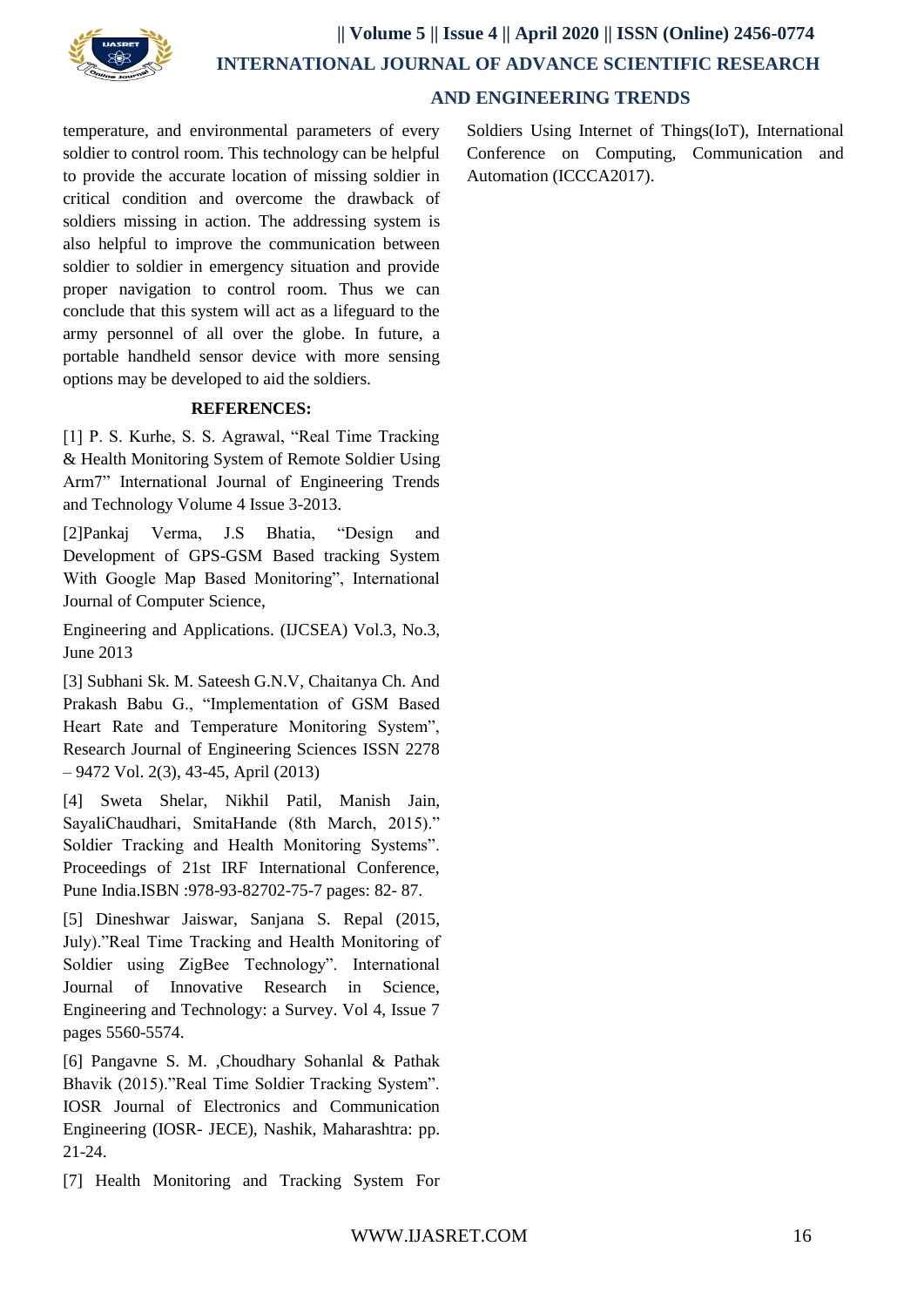temperature, and environmental parameters of every soldier to control room. This technology can be helpful to provide the accurate location of missing soldier in critical condition and overcome the drawback of soldiers missing in action. The addressing system is also helpful to improve the communication between soldier to soldier in emergency situation and provide proper navigation to control room. Thus we can conclude that this system will act as a lifeguard to the army personnel of all over the globe. In future, a portable handheld sensor device with more sensing options may be developed to aid the soldiers.

## REFERENCES:

[1] P. S. Kurhe, S. S. Agrawal, "Real Time Tracking & Health Monitoring System of Remote Soldier Using Arm7" International Journal of Engineering Trends and Technology Volume 4 Issue 3-2013.

[2]Pankaj Verma, J.S Bhatia, "Design and Development of GPS-GSM Based tracking System With Google Map Based Monitoring", International Journal of Computer Science,

Engineering and Applications. (IJCSEA) Vol.3, No.3, June 2013

[3] Subhani Sk. M. Sateesh G.N.V, Chaitanya Ch. And Prakash Babu G., "Implementation of GSM Based Heart Rate and Temperature Monitoring System", Research Journal of Engineering Sciences ISSN 2278 – 9472 Vol. 2(3), 43-45, April (2013)

[4] Sweta Shelar, Nikhil Patil, Manish Jain, SayaliChaudhari, SmitaHande (8th March, 2015)." Soldier Tracking and Health Monitoring Systems". Proceedings of 21st IRF International Conference, Pune India.ISBN :978-93-82702-75-7 pages: 82- 87.

[5] Dineshwar Jaiswar, Sanjana S. Repal (2015, July)."Real Time Tracking and Health Monitoring of Soldier using ZigBee Technology". International Journal of Innovative Research in Science, Engineering and Technology: a Survey. Vol 4, Issue 7 pages 5560-5574.

[6] Pangavne S. M. ,Choudhary Sohanlal & Pathak Bhavik (2015)."Real Time Soldier Tracking System". IOSR Journal of Electronics and Communication Engineering (IOSR- JECE), Nashik, Maharashtra: pp. 21-24.

[7] Health Monitoring and Tracking System For Soldiers Using Internet of Things(IoT), International Conference on Computing, Communication and Automation (ICCCA2017).